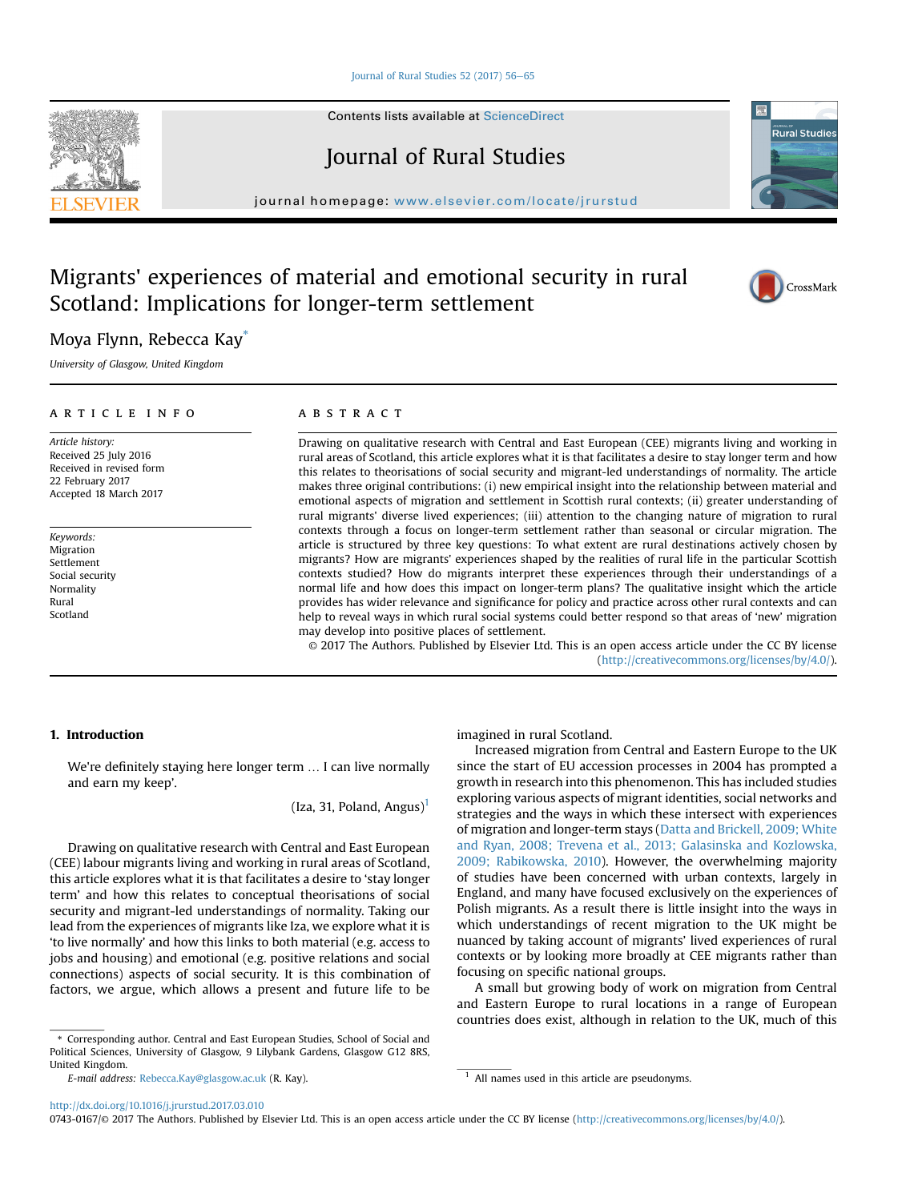# Migrants' experiences of material and emotional security in rural Scotland: Implications for longer-term settlement

Moya Flynn, Rebecca Kay*

University of Glasgow, United Kingdom

## ARTICLE INFO

*Article history:*
Received 25 July 2016
Received in revised form
22 February 2017
Accepted 18 March 2017

*Keywords:*
Migration
Settlement
Social security
Normality
Rural
Scotland

## ABSTRACT

Drawing on qualitative research with Central and East European (CEE) migrants living and working in rural areas of Scotland, this article explores what it is that facilitates a desire to stay longer term and how this relates to theorisations of social security and migrant-led understandings of normality. The article makes three original contributions: (i) new empirical insight into the relationship between material and emotional aspects of migration and settlement in Scottish rural contexts; (ii) greater understanding of rural migrants' diverse lived experiences; (iii) attention to the changing nature of migration to rural contexts through a focus on longer-term settlement rather than seasonal or circular migration. The article is structured by three key questions: To what extent are rural destinations actively chosen by migrants? How are migrants' experiences shaped by the realities of rural life in the particular Scottish contexts studied? How do migrants interpret these experiences through their understandings of a normal life and how does this impact on longer-term plans? The qualitative insight which the article provides has wider relevance and significance for policy and practice across other rural contexts and can help to reveal ways in which rural social systems could better respond so that areas of 'new' migration may develop into positive places of settlement.

© 2017 The Authors. Published by Elsevier Ltd. This is an open access article under the CC BY license (http://creativecommons.org/licenses/by/4.0/).

## 1. Introduction

> We're definitely staying here longer term … I can live normally and earn my keep'.
>
> (Iza, 31, Poland, Angus)[1]

Drawing on qualitative research with Central and East European (CEE) labour migrants living and working in rural areas of Scotland, this article explores what it is that facilitates a desire to 'stay longer term' and how this relates to conceptual theorisations of social security and migrant-led understandings of normality. Taking our lead from the experiences of migrants like Iza, we explore what it is 'to live normally' and how this links to both material (e.g. access to jobs and housing) and emotional (e.g. positive relations and social connections) aspects of social security. It is this combination of factors, we argue, which allows a present and future life to be imagined in rural Scotland.

Increased migration from Central and Eastern Europe to the UK since the start of EU accession processes in 2004 has prompted a growth in research into this phenomenon. This has included studies exploring various aspects of migrant identities, social networks and strategies and the ways in which these intersect with experiences of migration and longer-term stays (Datta and Brickell, 2009; White and Ryan, 2008; Trevena et al., 2013; Galasinska and Kozlowska, 2009; Rabikowska, 2010). However, the overwhelming majority of studies have been concerned with urban contexts, largely in England, and many have focused exclusively on the experiences of Polish migrants. As a result there is little insight into the ways in which understandings of recent migration to the UK might be nuanced by taking account of migrants' lived experiences of rural contexts or by looking more broadly at CEE migrants rather than focusing on specific national groups.

A small but growing body of work on migration from Central and Eastern Europe to rural locations in a range of European countries does exist, although in relation to the UK, much of this

---

\* Corresponding author. Central and East European Studies, School of Social and Political Sciences, University of Glasgow, 9 Lilybank Gardens, Glasgow G12 8RS, United Kingdom.

*E-mail address:* Rebecca.Kay@glasgow.ac.uk (R. Kay).

[1] All names used in this article are pseudonyms.

http://dx.doi.org/10.1016/j.jrurstud.2017.03.010
0743-0167/© 2017 The Authors. Published by Elsevier Ltd. This is an open access article under the CC BY license (http://creativecommons.org/licenses/by/4.0/).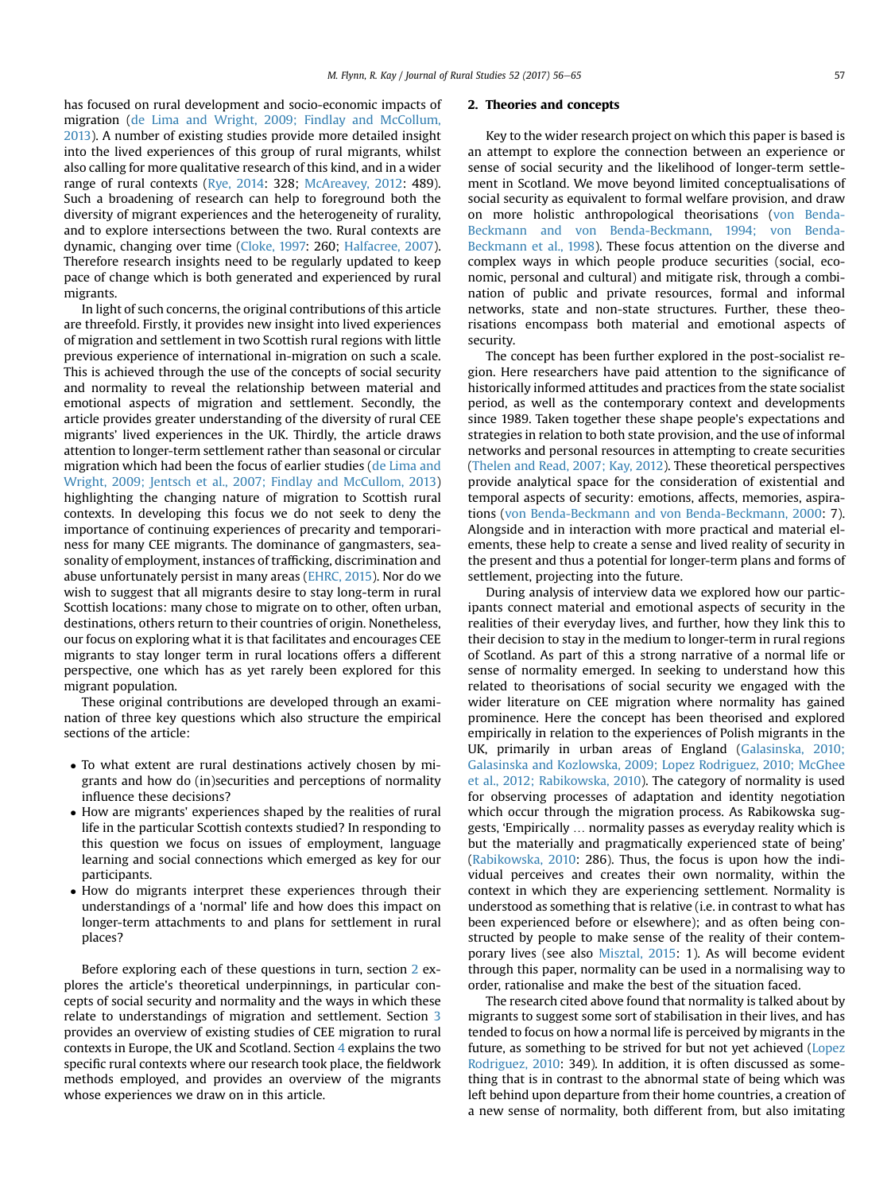has focused on rural development and socio-economic impacts of migration (de Lima and Wright, 2009; Findlay and McCollum, 2013). A number of existing studies provide more detailed insight into the lived experiences of this group of rural migrants, whilst also calling for more qualitative research of this kind, and in a wider range of rural contexts (Rye, 2014: 328; McAreavey, 2012: 489). Such a broadening of research can help to foreground both the diversity of migrant experiences and the heterogeneity of rurality, and to explore intersections between the two. Rural contexts are dynamic, changing over time (Cloke, 1997: 260; Halfacree, 2007). Therefore research insights need to be regularly updated to keep pace of change which is both generated and experienced by rural migrants.

In light of such concerns, the original contributions of this article are threefold. Firstly, it provides new insight into lived experiences of migration and settlement in two Scottish rural regions with little previous experience of international in-migration on such a scale. This is achieved through the use of the concepts of social security and normality to reveal the relationship between material and emotional aspects of migration and settlement. Secondly, the article provides greater understanding of the diversity of rural CEE migrants' lived experiences in the UK. Thirdly, the article draws attention to longer-term settlement rather than seasonal or circular migration which had been the focus of earlier studies (de Lima and Wright, 2009; Jentsch et al., 2007; Findlay and McCullom, 2013) highlighting the changing nature of migration to Scottish rural contexts. In developing this focus we do not seek to deny the importance of continuing experiences of precarity and temporariness for many CEE migrants. The dominance of gangmasters, seasonality of employment, instances of trafficking, discrimination and abuse unfortunately persist in many areas (EHRC, 2015). Nor do we wish to suggest that all migrants desire to stay long-term in rural Scottish locations: many chose to migrate on to other, often urban, destinations, others return to their countries of origin. Nonetheless, our focus on exploring what it is that facilitates and encourages CEE migrants to stay longer term in rural locations offers a different perspective, one which has as yet rarely been explored for this migrant population.

These original contributions are developed through an examination of three key questions which also structure the empirical sections of the article:

- To what extent are rural destinations actively chosen by migrants and how do (in)securities and perceptions of normality influence these decisions?
- How are migrants' experiences shaped by the realities of rural life in the particular Scottish contexts studied? In responding to this question we focus on issues of employment, language learning and social connections which emerged as key for our participants.
- How do migrants interpret these experiences through their understandings of a 'normal' life and how does this impact on longer-term attachments to and plans for settlement in rural places?

Before exploring each of these questions in turn, section 2 explores the article's theoretical underpinnings, in particular concepts of social security and normality and the ways in which these relate to understandings of migration and settlement. Section 3 provides an overview of existing studies of CEE migration to rural contexts in Europe, the UK and Scotland. Section 4 explains the two specific rural contexts where our research took place, the fieldwork methods employed, and provides an overview of the migrants whose experiences we draw on in this article.

## 2. Theories and concepts

Key to the wider research project on which this paper is based is an attempt to explore the connection between an experience or sense of social security and the likelihood of longer-term settlement in Scotland. We move beyond limited conceptualisations of social security as equivalent to formal welfare provision, and draw on more holistic anthropological theorisations (von Benda-Beckmann and von Benda-Beckmann, 1994; von Benda-Beckmann et al., 1998). These focus attention on the diverse and complex ways in which people produce securities (social, economic, personal and cultural) and mitigate risk, through a combination of public and private resources, formal and informal networks, state and non-state structures. Further, these theorisations encompass both material and emotional aspects of security.

The concept has been further explored in the post-socialist region. Here researchers have paid attention to the significance of historically informed attitudes and practices from the state socialist period, as well as the contemporary context and developments since 1989. Taken together these shape people's expectations and strategies in relation to both state provision, and the use of informal networks and personal resources in attempting to create securities (Thelen and Read, 2007; Kay, 2012). These theoretical perspectives provide analytical space for the consideration of existential and temporal aspects of security: emotions, affects, memories, aspirations (von Benda-Beckmann and von Benda-Beckmann, 2000: 7). Alongside and in interaction with more practical and material elements, these help to create a sense and lived reality of security in the present and thus a potential for longer-term plans and forms of settlement, projecting into the future.

During analysis of interview data we explored how our participants connect material and emotional aspects of security in the realities of their everyday lives, and further, how they link this to their decision to stay in the medium to longer-term in rural regions of Scotland. As part of this a strong narrative of a normal life or sense of normality emerged. In seeking to understand how this related to theorisations of social security we engaged with the wider literature on CEE migration where normality has gained prominence. Here the concept has been theorised and explored empirically in relation to the experiences of Polish migrants in the UK, primarily in urban areas of England (Galasinska, 2010; Galasinska and Kozlowska, 2009; Lopez Rodriguez, 2010; McGhee et al., 2012; Rabikowska, 2010). The category of normality is used for observing processes of adaptation and identity negotiation which occur through the migration process. As Rabikowska suggests, 'Empirically … normality passes as everyday reality which is but the materially and pragmatically experienced state of being' (Rabikowska, 2010: 286). Thus, the focus is upon how the individual perceives and creates their own normality, within the context in which they are experiencing settlement. Normality is understood as something that is relative (i.e. in contrast to what has been experienced before or elsewhere); and as often being constructed by people to make sense of the reality of their contemporary lives (see also Misztal, 2015: 1). As will become evident through this paper, normality can be used in a normalising way to order, rationalise and make the best of the situation faced.

The research cited above found that normality is talked about by migrants to suggest some sort of stabilisation in their lives, and has tended to focus on how a normal life is perceived by migrants in the future, as something to be strived for but not yet achieved (Lopez Rodriguez, 2010: 349). In addition, it is often discussed as something that is in contrast to the abnormal state of being which was left behind upon departure from their home countries, a creation of a new sense of normality, both different from, but also imitating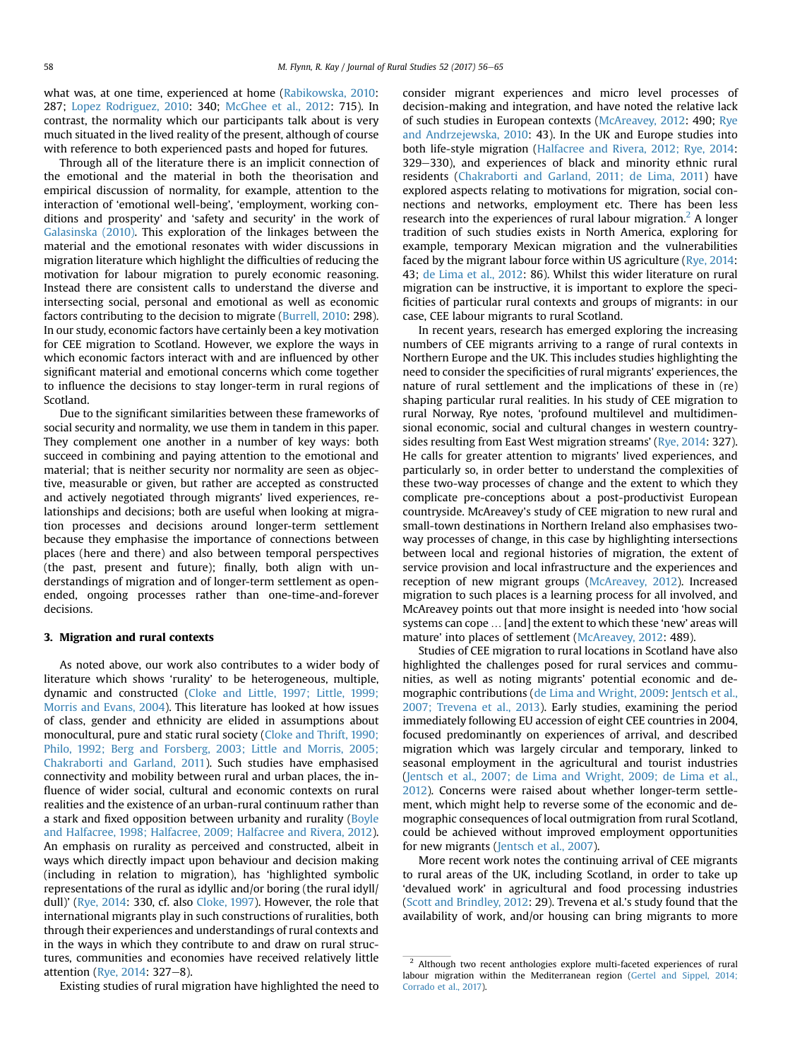what was, at one time, experienced at home (Rabikowska, 2010: 287; Lopez Rodriguez, 2010: 340; McGhee et al., 2012: 715). In contrast, the normality which our participants talk about is very much situated in the lived reality of the present, although of course with reference to both experienced pasts and hoped for futures.

Through all of the literature there is an implicit connection of the emotional and the material in both the theorisation and empirical discussion of normality, for example, attention to the interaction of 'emotional well-being', 'employment, working conditions and prosperity' and 'safety and security' in the work of Galasinska (2010). This exploration of the linkages between the material and the emotional resonates with wider discussions in migration literature which highlight the difficulties of reducing the motivation for labour migration to purely economic reasoning. Instead there are consistent calls to understand the diverse and intersecting social, personal and emotional as well as economic factors contributing to the decision to migrate (Burrell, 2010: 298). In our study, economic factors have certainly been a key motivation for CEE migration to Scotland. However, we explore the ways in which economic factors interact with and are influenced by other significant material and emotional concerns which come together to influence the decisions to stay longer-term in rural regions of Scotland.

Due to the significant similarities between these frameworks of social security and normality, we use them in tandem in this paper. They complement one another in a number of key ways: both succeed in combining and paying attention to the emotional and material; that is neither security nor normality are seen as objective, measurable or given, but rather are accepted as constructed and actively negotiated through migrants' lived experiences, relationships and decisions; both are useful when looking at migration processes and decisions around longer-term settlement because they emphasise the importance of connections between places (here and there) and also between temporal perspectives (the past, present and future); finally, both align with understandings of migration and of longer-term settlement as open-ended, ongoing processes rather than one-time-and-forever decisions.

## 3. Migration and rural contexts

As noted above, our work also contributes to a wider body of literature which shows 'rurality' to be heterogeneous, multiple, dynamic and constructed (Cloke and Little, 1997; Little, 1999; Morris and Evans, 2004). This literature has looked at how issues of class, gender and ethnicity are elided in assumptions about monocultural, pure and static rural society (Cloke and Thrift, 1990; Philo, 1992; Berg and Forsberg, 2003; Little and Morris, 2005; Chakraborti and Garland, 2011). Such studies have emphasised connectivity and mobility between rural and urban places, the influence of wider social, cultural and economic contexts on rural realities and the existence of an urban-rural continuum rather than a stark and fixed opposition between urbanity and rurality (Boyle and Halfacree, 1998; Halfacree, 2009; Halfacree and Rivera, 2012). An emphasis on rurality as perceived and constructed, albeit in ways which directly impact upon behaviour and decision making (including in relation to migration), has 'highlighted symbolic representations of the rural as idyllic and/or boring (the rural idyll/dull)' (Rye, 2014: 330, cf. also Cloke, 1997). However, the role that international migrants play in such constructions of ruralities, both through their experiences and understandings of rural contexts and in the ways in which they contribute to and draw on rural structures, communities and economies have received relatively little attention (Rye, 2014: 327–8).

Existing studies of rural migration have highlighted the need to consider migrant experiences and micro level processes of decision-making and integration, and have noted the relative lack of such studies in European contexts (McAreavey, 2012: 490; Rye and Andrzejewska, 2010: 43). In the UK and Europe studies into both life-style migration (Halfacree and Rivera, 2012; Rye, 2014: 329–330), and experiences of black and minority ethnic rural residents (Chakraborti and Garland, 2011; de Lima, 2011) have explored aspects relating to motivations for migration, social connections and networks, employment etc. There has been less research into the experiences of rural labour migration.[2] A longer tradition of such studies exists in North America, exploring for example, temporary Mexican migration and the vulnerabilities faced by the migrant labour force within US agriculture (Rye, 2014: 43; de Lima et al., 2012: 86). Whilst this wider literature on rural migration can be instructive, it is important to explore the specificities of particular rural contexts and groups of migrants: in our case, CEE labour migrants to rural Scotland.

In recent years, research has emerged exploring the increasing numbers of CEE migrants arriving to a range of rural contexts in Northern Europe and the UK. This includes studies highlighting the need to consider the specificities of rural migrants' experiences, the nature of rural settlement and the implications of these in (re) shaping particular rural realities. In his study of CEE migration to rural Norway, Rye notes, 'profound multilevel and multidimensional economic, social and cultural changes in western countrysides resulting from East West migration streams' (Rye, 2014: 327). He calls for greater attention to migrants' lived experiences, and particularly so, in order better to understand the complexities of these two-way processes of change and the extent to which they complicate pre-conceptions about a post-productivist European countryside. McAreavey's study of CEE migration to new rural and small-town destinations in Northern Ireland also emphasises two-way processes of change, in this case by highlighting intersections between local and regional histories of migration, the extent of service provision and local infrastructure and the experiences and reception of new migrant groups (McAreavey, 2012). Increased migration to such places is a learning process for all involved, and McAreavey points out that more insight is needed into 'how social systems can cope … [and] the extent to which these 'new' areas will mature' into places of settlement (McAreavey, 2012: 489).

Studies of CEE migration to rural locations in Scotland have also highlighted the challenges posed for rural services and communities, as well as noting migrants' potential economic and demographic contributions (de Lima and Wright, 2009: Jentsch et al., 2007; Trevena et al., 2013). Early studies, examining the period immediately following EU accession of eight CEE countries in 2004, focused predominantly on experiences of arrival, and described migration which was largely circular and temporary, linked to seasonal employment in the agricultural and tourist industries (Jentsch et al., 2007; de Lima and Wright, 2009; de Lima et al., 2012). Concerns were raised about whether longer-term settlement, which might help to reverse some of the economic and demographic consequences of local outmigration from rural Scotland, could be achieved without improved employment opportunities for new migrants (Jentsch et al., 2007).

More recent work notes the continuing arrival of CEE migrants to rural areas of the UK, including Scotland, in order to take up 'devalued work' in agricultural and food processing industries (Scott and Brindley, 2012: 29). Trevena et al.'s study found that the availability of work, and/or housing can bring migrants to more

[2] Although two recent anthologies explore multi-faceted experiences of rural labour migration within the Mediterranean region (Gertel and Sippel, 2014; Corrado et al., 2017).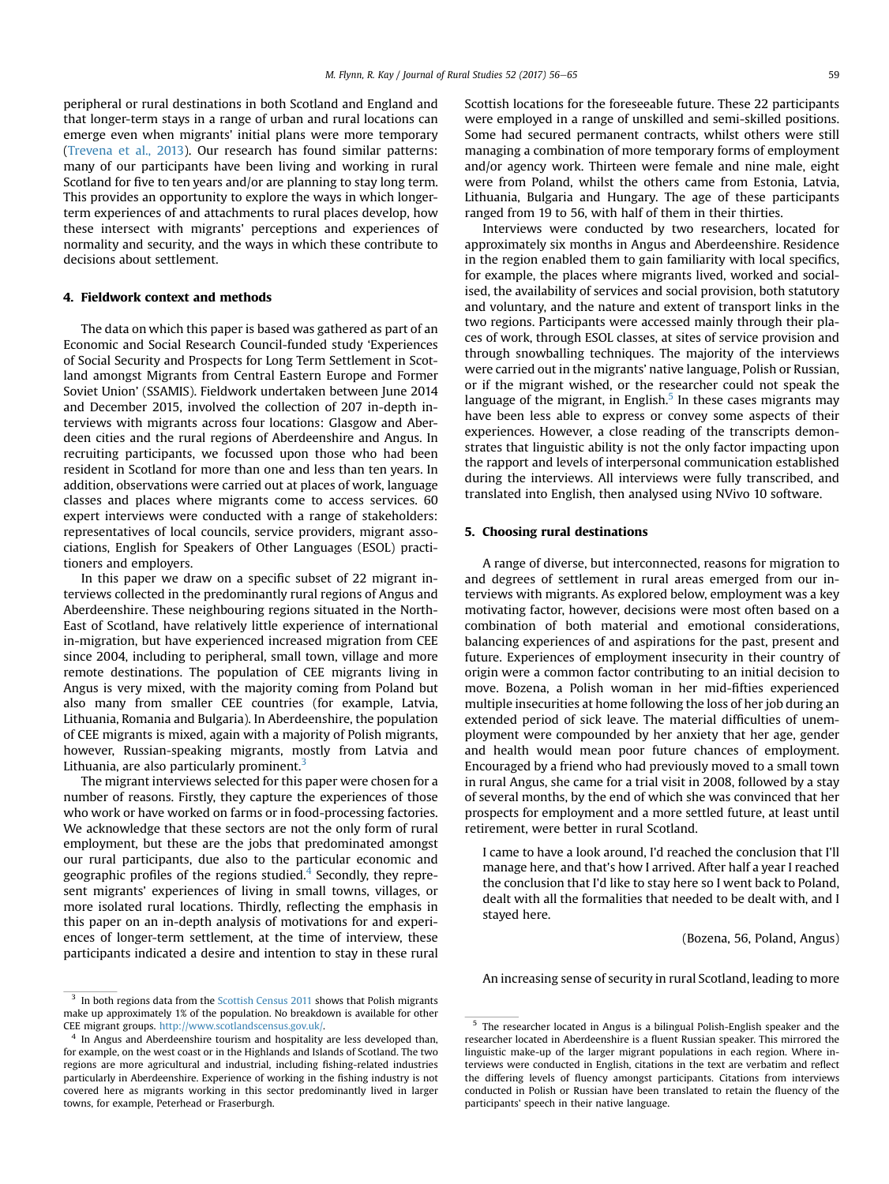peripheral or rural destinations in both Scotland and England and that longer-term stays in a range of urban and rural locations can emerge even when migrants' initial plans were more temporary (Trevena et al., 2013). Our research has found similar patterns: many of our participants have been living and working in rural Scotland for five to ten years and/or are planning to stay long term. This provides an opportunity to explore the ways in which longer-term experiences of and attachments to rural places develop, how these intersect with migrants' perceptions and experiences of normality and security, and the ways in which these contribute to decisions about settlement.

## 4. Fieldwork context and methods

The data on which this paper is based was gathered as part of an Economic and Social Research Council-funded study 'Experiences of Social Security and Prospects for Long Term Settlement in Scotland amongst Migrants from Central Eastern Europe and Former Soviet Union' (SSAMIS). Fieldwork undertaken between June 2014 and December 2015, involved the collection of 207 in-depth interviews with migrants across four locations: Glasgow and Aberdeen cities and the rural regions of Aberdeenshire and Angus. In recruiting participants, we focussed upon those who had been resident in Scotland for more than one and less than ten years. In addition, observations were carried out at places of work, language classes and places where migrants come to access services. 60 expert interviews were conducted with a range of stakeholders: representatives of local councils, service providers, migrant associations, English for Speakers of Other Languages (ESOL) practitioners and employers.

In this paper we draw on a specific subset of 22 migrant interviews collected in the predominantly rural regions of Angus and Aberdeenshire. These neighbouring regions situated in the North-East of Scotland, have relatively little experience of international in-migration, but have experienced increased migration from CEE since 2004, including to peripheral, small town, village and more remote destinations. The population of CEE migrants living in Angus is very mixed, with the majority coming from Poland but also many from smaller CEE countries (for example, Latvia, Lithuania, Romania and Bulgaria). In Aberdeenshire, the population of CEE migrants is mixed, again with a majority of Polish migrants, however, Russian-speaking migrants, mostly from Latvia and Lithuania, are also particularly prominent.[3]

The migrant interviews selected for this paper were chosen for a number of reasons. Firstly, they capture the experiences of those who work or have worked on farms or in food-processing factories. We acknowledge that these sectors are not the only form of rural employment, but these are the jobs that predominated amongst our rural participants, due also to the particular economic and geographic profiles of the regions studied.[4] Secondly, they represent migrants' experiences of living in small towns, villages, or more isolated rural locations. Thirdly, reflecting the emphasis in this paper on an in-depth analysis of motivations for and experiences of longer-term settlement, at the time of interview, these participants indicated a desire and intention to stay in these rural Scottish locations for the foreseeable future. These 22 participants were employed in a range of unskilled and semi-skilled positions. Some had secured permanent contracts, whilst others were still managing a combination of more temporary forms of employment and/or agency work. Thirteen were female and nine male, eight were from Poland, whilst the others came from Estonia, Latvia, Lithuania, Bulgaria and Hungary. The age of these participants ranged from 19 to 56, with half of them in their thirties.

Interviews were conducted by two researchers, located for approximately six months in Angus and Aberdeenshire. Residence in the region enabled them to gain familiarity with local specifics, for example, the places where migrants lived, worked and socialised, the availability of services and social provision, both statutory and voluntary, and the nature and extent of transport links in the two regions. Participants were accessed mainly through their places of work, through ESOL classes, at sites of service provision and through snowballing techniques. The majority of the interviews were carried out in the migrants' native language, Polish or Russian, or if the migrant wished, or the researcher could not speak the language of the migrant, in English.[5] In these cases migrants may have been less able to express or convey some aspects of their experiences. However, a close reading of the transcripts demonstrates that linguistic ability is not the only factor impacting upon the rapport and levels of interpersonal communication established during the interviews. All interviews were fully transcribed, and translated into English, then analysed using NVivo 10 software.

## 5. Choosing rural destinations

A range of diverse, but interconnected, reasons for migration to and degrees of settlement in rural areas emerged from our interviews with migrants. As explored below, employment was a key motivating factor, however, decisions were most often based on a combination of both material and emotional considerations, balancing experiences of and aspirations for the past, present and future. Experiences of employment insecurity in their country of origin were a common factor contributing to an initial decision to move. Bozena, a Polish woman in her mid-fifties experienced multiple insecurities at home following the loss of her job during an extended period of sick leave. The material difficulties of unemployment were compounded by her anxiety that her age, gender and health would mean poor future chances of employment. Encouraged by a friend who had previously moved to a small town in rural Angus, she came for a trial visit in 2008, followed by a stay of several months, by the end of which she was convinced that her prospects for employment and a more settled future, at least until retirement, were better in rural Scotland.

> I came to have a look around, I'd reached the conclusion that I'll manage here, and that's how I arrived. After half a year I reached the conclusion that I'd like to stay here so I went back to Poland, dealt with all the formalities that needed to be dealt with, and I stayed here.
>
> (Bozena, 56, Poland, Angus)

An increasing sense of security in rural Scotland, leading to more

---

[3] In both regions data from the Scottish Census 2011 shows that Polish migrants make up approximately 1% of the population. No breakdown is available for other CEE migrant groups. http://www.scotlandscensus.gov.uk/.

[4] In Angus and Aberdeenshire tourism and hospitality are less developed than, for example, on the west coast or in the Highlands and Islands of Scotland. The two regions are more agricultural and industrial, including fishing-related industries particularly in Aberdeenshire. Experience of working in the fishing industry is not covered here as migrants working in this sector predominantly lived in larger towns, for example, Peterhead or Fraserburgh.

[5] The researcher located in Angus is a bilingual Polish-English speaker and the researcher located in Aberdeenshire is a fluent Russian speaker. This mirrored the linguistic make-up of the larger migrant populations in each region. Where interviews were conducted in English, citations in the text are verbatim and reflect the differing levels of fluency amongst participants. Citations from interviews conducted in Polish or Russian have been translated to retain the fluency of the participants' speech in their native language.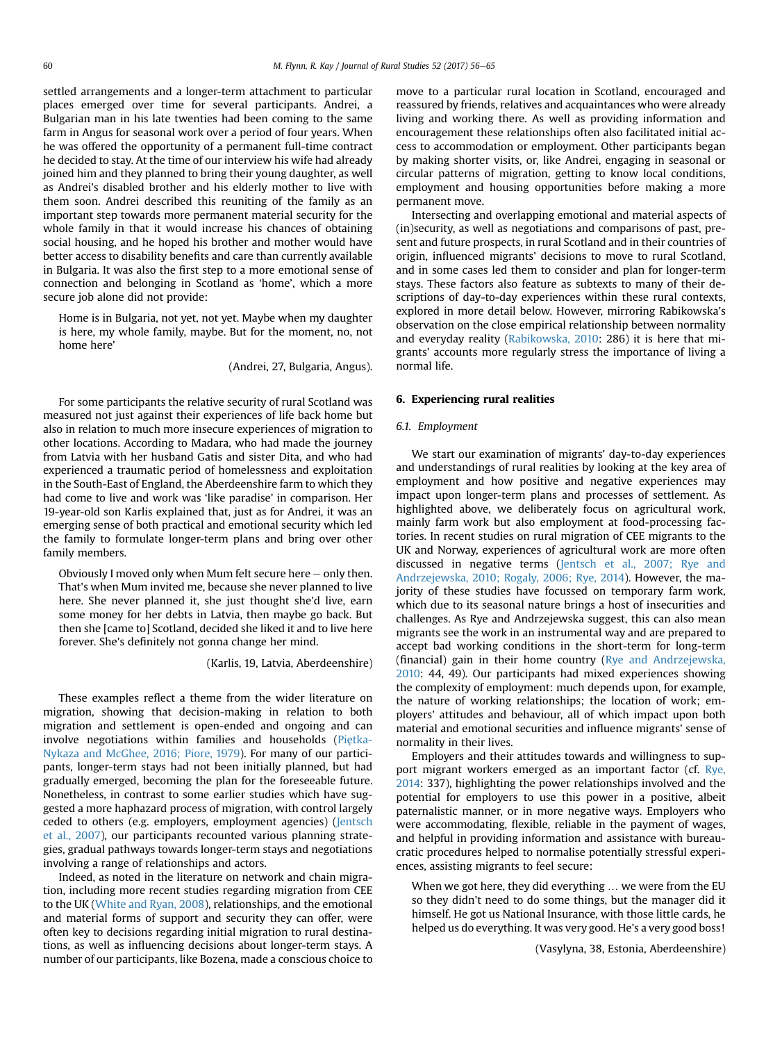settled arrangements and a longer-term attachment to particular places emerged over time for several participants. Andrei, a Bulgarian man in his late twenties had been coming to the same farm in Angus for seasonal work over a period of four years. When he was offered the opportunity of a permanent full-time contract he decided to stay. At the time of our interview his wife had already joined him and they planned to bring their young daughter, as well as Andrei's disabled brother and his elderly mother to live with them soon. Andrei described this reuniting of the family as an important step towards more permanent material security for the whole family in that it would increase his chances of obtaining social housing, and he hoped his brother and mother would have better access to disability benefits and care than currently available in Bulgaria. It was also the first step to a more emotional sense of connection and belonging in Scotland as 'home', which a more secure job alone did not provide:

> Home is in Bulgaria, not yet, not yet. Maybe when my daughter is here, my whole family, maybe. But for the moment, no, not home here'
>
> (Andrei, 27, Bulgaria, Angus).

For some participants the relative security of rural Scotland was measured not just against their experiences of life back home but also in relation to much more insecure experiences of migration to other locations. According to Madara, who had made the journey from Latvia with her husband Gatis and sister Dita, and who had experienced a traumatic period of homelessness and exploitation in the South-East of England, the Aberdeenshire farm to which they had come to live and work was 'like paradise' in comparison. Her 19-year-old son Karlis explained that, just as for Andrei, it was an emerging sense of both practical and emotional security which led the family to formulate longer-term plans and bring over other family members.

> Obviously I moved only when Mum felt secure here – only then. That's when Mum invited me, because she never planned to live here. She never planned it, she just thought she'd live, earn some money for her debts in Latvia, then maybe go back. But then she [came to] Scotland, decided she liked it and to live here forever. She's definitely not gonna change her mind.
>
> (Karlis, 19, Latvia, Aberdeenshire)

These examples reflect a theme from the wider literature on migration, showing that decision-making in relation to both migration and settlement is open-ended and ongoing and can involve negotiations within families and households (Piętka-Nykaza and McGhee, 2016; Piore, 1979). For many of our participants, longer-term stays had not been initially planned, but had gradually emerged, becoming the plan for the foreseeable future. Nonetheless, in contrast to some earlier studies which have suggested a more haphazard process of migration, with control largely ceded to others (e.g. employers, employment agencies) (Jentsch et al., 2007), our participants recounted various planning strategies, gradual pathways towards longer-term stays and negotiations involving a range of relationships and actors.

Indeed, as noted in the literature on network and chain migration, including more recent studies regarding migration from CEE to the UK (White and Ryan, 2008), relationships, and the emotional and material forms of support and security they can offer, were often key to decisions regarding initial migration to rural destinations, as well as influencing decisions about longer-term stays. A number of our participants, like Bozena, made a conscious choice to move to a particular rural location in Scotland, encouraged and reassured by friends, relatives and acquaintances who were already living and working there. As well as providing information and encouragement these relationships often also facilitated initial access to accommodation or employment. Other participants began by making shorter visits, or, like Andrei, engaging in seasonal or circular patterns of migration, getting to know local conditions, employment and housing opportunities before making a more permanent move.

Intersecting and overlapping emotional and material aspects of (in)security, as well as negotiations and comparisons of past, present and future prospects, in rural Scotland and in their countries of origin, influenced migrants' decisions to move to rural Scotland, and in some cases led them to consider and plan for longer-term stays. These factors also feature as subtexts to many of their descriptions of day-to-day experiences within these rural contexts, explored in more detail below. However, mirroring Rabikowska's observation on the close empirical relationship between normality and everyday reality (Rabikowska, 2010: 286) it is here that migrants' accounts more regularly stress the importance of living a normal life.

## 6. Experiencing rural realities

### 6.1. Employment

We start our examination of migrants' day-to-day experiences and understandings of rural realities by looking at the key area of employment and how positive and negative experiences may impact upon longer-term plans and processes of settlement. As highlighted above, we deliberately focus on agricultural work, mainly farm work but also employment at food-processing factories. In recent studies on rural migration of CEE migrants to the UK and Norway, experiences of agricultural work are more often discussed in negative terms (Jentsch et al., 2007; Rye and Andrzejewska, 2010; Rogaly, 2006; Rye, 2014). However, the majority of these studies have focussed on temporary farm work, which due to its seasonal nature brings a host of insecurities and challenges. As Rye and Andrzejewska suggest, this can also mean migrants see the work in an instrumental way and are prepared to accept bad working conditions in the short-term for long-term (financial) gain in their home country (Rye and Andrzejewska, 2010: 44, 49). Our participants had mixed experiences showing the complexity of employment: much depends upon, for example, the nature of working relationships; the location of work; employers' attitudes and behaviour, all of which impact upon both material and emotional securities and influence migrants' sense of normality in their lives.

Employers and their attitudes towards and willingness to support migrant workers emerged as an important factor (cf. Rye, 2014: 337), highlighting the power relationships involved and the potential for employers to use this power in a positive, albeit paternalistic manner, or in more negative ways. Employers who were accommodating, flexible, reliable in the payment of wages, and helpful in providing information and assistance with bureaucratic procedures helped to normalise potentially stressful experiences, assisting migrants to feel secure:

> When we got here, they did everything … we were from the EU so they didn't need to do some things, but the manager did it himself. He got us National Insurance, with those little cards, he helped us do everything. It was very good. He's a very good boss!
>
> (Vasylyna, 38, Estonia, Aberdeenshire)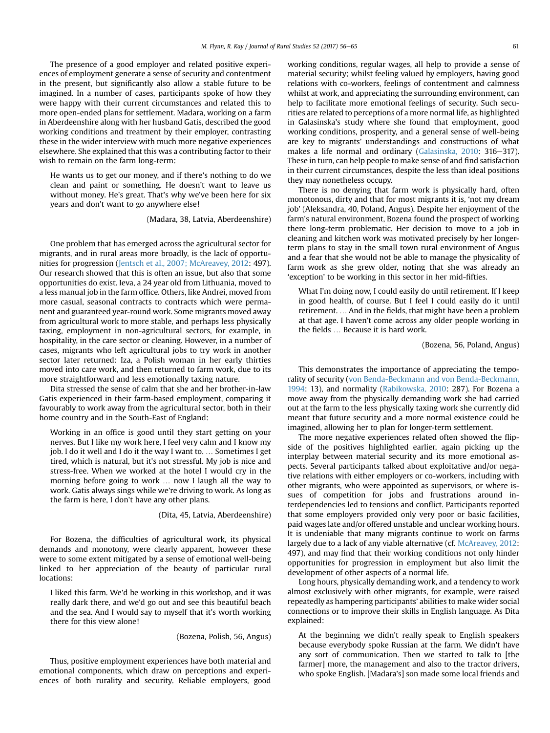The presence of a good employer and related positive experiences of employment generate a sense of security and contentment in the present, but significantly also allow a stable future to be imagined. In a number of cases, participants spoke of how they were happy with their current circumstances and related this to more open-ended plans for settlement. Madara, working on a farm in Aberdeenshire along with her husband Gatis, described the good working conditions and treatment by their employer, contrasting these in the wider interview with much more negative experiences elsewhere. She explained that this was a contributing factor to their wish to remain on the farm long-term:

> He wants us to get our money, and if there's nothing to do we clean and paint or something. He doesn't want to leave us without money. He's great. That's why we've been here for six years and don't want to go anywhere else!
>
> (Madara, 38, Latvia, Aberdeenshire)

One problem that has emerged across the agricultural sector for migrants, and in rural areas more broadly, is the lack of opportunities for progression (Jentsch et al., 2007; McAreavey, 2012: 497). Our research showed that this is often an issue, but also that some opportunities do exist. Ieva, a 24 year old from Lithuania, moved to a less manual job in the farm office. Others, like Andrei, moved from more casual, seasonal contracts to contracts which were permanent and guaranteed year-round work. Some migrants moved away from agricultural work to more stable, and perhaps less physically taxing, employment in non-agricultural sectors, for example, in hospitality, in the care sector or cleaning. However, in a number of cases, migrants who left agricultural jobs to try work in another sector later returned: Iza, a Polish woman in her early thirties moved into care work, and then returned to farm work, due to its more straightforward and less emotionally taxing nature.

Dita stressed the sense of calm that she and her brother-in-law Gatis experienced in their farm-based employment, comparing it favourably to work away from the agricultural sector, both in their home country and in the South-East of England:

> Working in an office is good until they start getting on your nerves. But I like my work here, I feel very calm and I know my job. I do it well and I do it the way I want to. … Sometimes I get tired, which is natural, but it's not stressful. My job is nice and stress-free. When we worked at the hotel I would cry in the morning before going to work … now I laugh all the way to work. Gatis always sings while we're driving to work. As long as the farm is here, I don't have any other plans.
>
> (Dita, 45, Latvia, Aberdeenshire)

For Bozena, the difficulties of agricultural work, its physical demands and monotony, were clearly apparent, however these were to some extent mitigated by a sense of emotional well-being linked to her appreciation of the beauty of particular rural locations:

> I liked this farm. We'd be working in this workshop, and it was really dark there, and we'd go out and see this beautiful beach and the sea. And I would say to myself that it's worth working there for this view alone!
>
> (Bozena, Polish, 56, Angus)

Thus, positive employment experiences have both material and emotional components, which draw on perceptions and experiences of both rurality and security. Reliable employers, good working conditions, regular wages, all help to provide a sense of material security; whilst feeling valued by employers, having good relations with co-workers, feelings of contentment and calmness whilst at work, and appreciating the surrounding environment, can help to facilitate more emotional feelings of security. Such securities are related to perceptions of a more normal life, as highlighted in Galasinska's study where she found that employment, good working conditions, prosperity, and a general sense of well-being are key to migrants' understandings and constructions of what makes a life normal and ordinary (Galasinska, 2010: 316–317). These in turn, can help people to make sense of and find satisfaction in their current circumstances, despite the less than ideal positions they may nonetheless occupy.

There is no denying that farm work is physically hard, often monotonous, dirty and that for most migrants it is, 'not my dream job' (Aleksandra, 40, Poland, Angus). Despite her enjoyment of the farm's natural environment, Bozena found the prospect of working there long-term problematic. Her decision to move to a job in cleaning and kitchen work was motivated precisely by her longer-term plans to stay in the small town rural environment of Angus and a fear that she would not be able to manage the physicality of farm work as she grew older, noting that she was already an 'exception' to be working in this sector in her mid-fifties.

> What I'm doing now, I could easily do until retirement. If I keep in good health, of course. But I feel I could easily do it until retirement. … And in the fields, that might have been a problem at that age. I haven't come across any older people working in the fields … Because it is hard work.
>
> (Bozena, 56, Poland, Angus)

This demonstrates the importance of appreciating the temporality of security (von Benda-Beckmann and von Benda-Beckmann, 1994: 13), and normality (Rabikowska, 2010: 287). For Bozena a move away from the physically demanding work she had carried out at the farm to the less physically taxing work she currently did meant that future security and a more normal existence could be imagined, allowing her to plan for longer-term settlement.

The more negative experiences related often showed the flip-side of the positives highlighted earlier, again picking up the interplay between material security and its more emotional aspects. Several participants talked about exploitative and/or negative relations with either employers or co-workers, including with other migrants, who were appointed as supervisors, or where issues of competition for jobs and frustrations around interdependencies led to tensions and conflict. Participants reported that some employers provided only very poor or basic facilities, paid wages late and/or offered unstable and unclear working hours. It is undeniable that many migrants continue to work on farms largely due to a lack of any viable alternative (cf. McAreavey, 2012: 497), and may find that their working conditions not only hinder opportunities for progression in employment but also limit the development of other aspects of a normal life.

Long hours, physically demanding work, and a tendency to work almost exclusively with other migrants, for example, were raised repeatedly as hampering participants' abilities to make wider social connections or to improve their skills in English language. As Dita explained:

> At the beginning we didn't really speak to English speakers because everybody spoke Russian at the farm. We didn't have any sort of communication. Then we started to talk to [the farmer] more, the management and also to the tractor drivers, who spoke English. [Madara's] son made some local friends and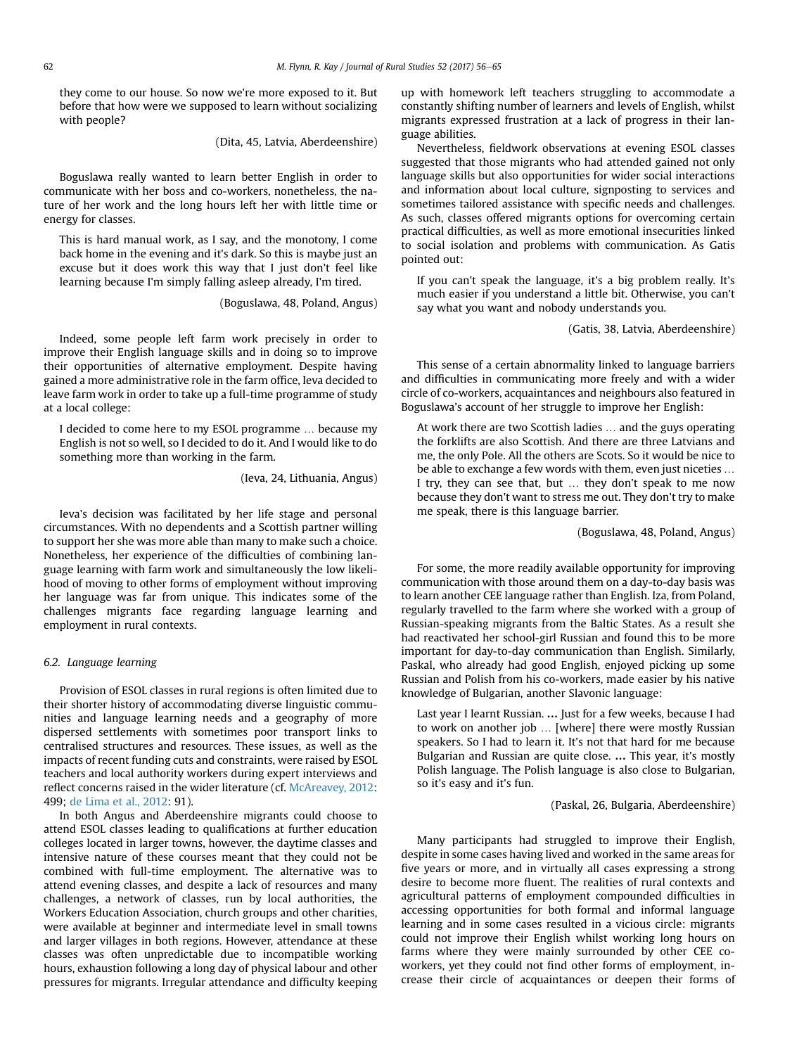they come to our house. So now we're more exposed to it. But before that how were we supposed to learn without socializing with people?

(Dita, 45, Latvia, Aberdeenshire)

Boguslawa really wanted to learn better English in order to communicate with her boss and co-workers, nonetheless, the nature of her work and the long hours left her with little time or energy for classes.

> This is hard manual work, as I say, and the monotony, I come back home in the evening and it's dark. So this is maybe just an excuse but it does work this way that I just don't feel like learning because I'm simply falling asleep already, I'm tired.
>
> (Boguslawa, 48, Poland, Angus)

Indeed, some people left farm work precisely in order to improve their English language skills and in doing so to improve their opportunities of alternative employment. Despite having gained a more administrative role in the farm office, Ieva decided to leave farm work in order to take up a full-time programme of study at a local college:

> I decided to come here to my ESOL programme … because my English is not so well, so I decided to do it. And I would like to do something more than working in the farm.
>
> (Ieva, 24, Lithuania, Angus)

Ieva's decision was facilitated by her life stage and personal circumstances. With no dependents and a Scottish partner willing to support her she was more able than many to make such a choice. Nonetheless, her experience of the difficulties of combining language learning with farm work and simultaneously the low likelihood of moving to other forms of employment without improving her language was far from unique. This indicates some of the challenges migrants face regarding language learning and employment in rural contexts.

### 6.2. Language learning

Provision of ESOL classes in rural regions is often limited due to their shorter history of accommodating diverse linguistic communities and language learning needs and a geography of more dispersed settlements with sometimes poor transport links to centralised structures and resources. These issues, as well as the impacts of recent funding cuts and constraints, were raised by ESOL teachers and local authority workers during expert interviews and reflect concerns raised in the wider literature (cf. McAreavey, 2012: 499; de Lima et al., 2012: 91).

In both Angus and Aberdeenshire migrants could choose to attend ESOL classes leading to qualifications at further education colleges located in larger towns, however, the daytime classes and intensive nature of these courses meant that they could not be combined with full-time employment. The alternative was to attend evening classes, and despite a lack of resources and many challenges, a network of classes, run by local authorities, the Workers Education Association, church groups and other charities, were available at beginner and intermediate level in small towns and larger villages in both regions. However, attendance at these classes was often unpredictable due to incompatible working hours, exhaustion following a long day of physical labour and other pressures for migrants. Irregular attendance and difficulty keeping up with homework left teachers struggling to accommodate a constantly shifting number of learners and levels of English, whilst migrants expressed frustration at a lack of progress in their language abilities.

Nevertheless, fieldwork observations at evening ESOL classes suggested that those migrants who had attended gained not only language skills but also opportunities for wider social interactions and information about local culture, signposting to services and sometimes tailored assistance with specific needs and challenges. As such, classes offered migrants options for overcoming certain practical difficulties, as well as more emotional insecurities linked to social isolation and problems with communication. As Gatis pointed out:

> If you can't speak the language, it's a big problem really. It's much easier if you understand a little bit. Otherwise, you can't say what you want and nobody understands you.
>
> (Gatis, 38, Latvia, Aberdeenshire)

This sense of a certain abnormality linked to language barriers and difficulties in communicating more freely and with a wider circle of co-workers, acquaintances and neighbours also featured in Boguslawa's account of her struggle to improve her English:

> At work there are two Scottish ladies … and the guys operating the forklifts are also Scottish. And there are three Latvians and me, the only Pole. All the others are Scots. So it would be nice to be able to exchange a few words with them, even just niceties … I try, they can see that, but … they don't speak to me now because they don't want to stress me out. They don't try to make me speak, there is this language barrier.
>
> (Boguslawa, 48, Poland, Angus)

For some, the more readily available opportunity for improving communication with those around them on a day-to-day basis was to learn another CEE language rather than English. Iza, from Poland, regularly travelled to the farm where she worked with a group of Russian-speaking migrants from the Baltic States. As a result she had reactivated her school-girl Russian and found this to be more important for day-to-day communication than English. Similarly, Paskal, who already had good English, enjoyed picking up some Russian and Polish from his co-workers, made easier by his native knowledge of Bulgarian, another Slavonic language:

> Last year I learnt Russian. **…** Just for a few weeks, because I had to work on another job … [where] there were mostly Russian speakers. So I had to learn it. It's not that hard for me because Bulgarian and Russian are quite close. **…** This year, it's mostly Polish language. The Polish language is also close to Bulgarian, so it's easy and it's fun.
>
> (Paskal, 26, Bulgaria, Aberdeenshire)

Many participants had struggled to improve their English, despite in some cases having lived and worked in the same areas for five years or more, and in virtually all cases expressing a strong desire to become more fluent. The realities of rural contexts and agricultural patterns of employment compounded difficulties in accessing opportunities for both formal and informal language learning and in some cases resulted in a vicious circle: migrants could not improve their English whilst working long hours on farms where they were mainly surrounded by other CEE co-workers, yet they could not find other forms of employment, increase their circle of acquaintances or deepen their forms of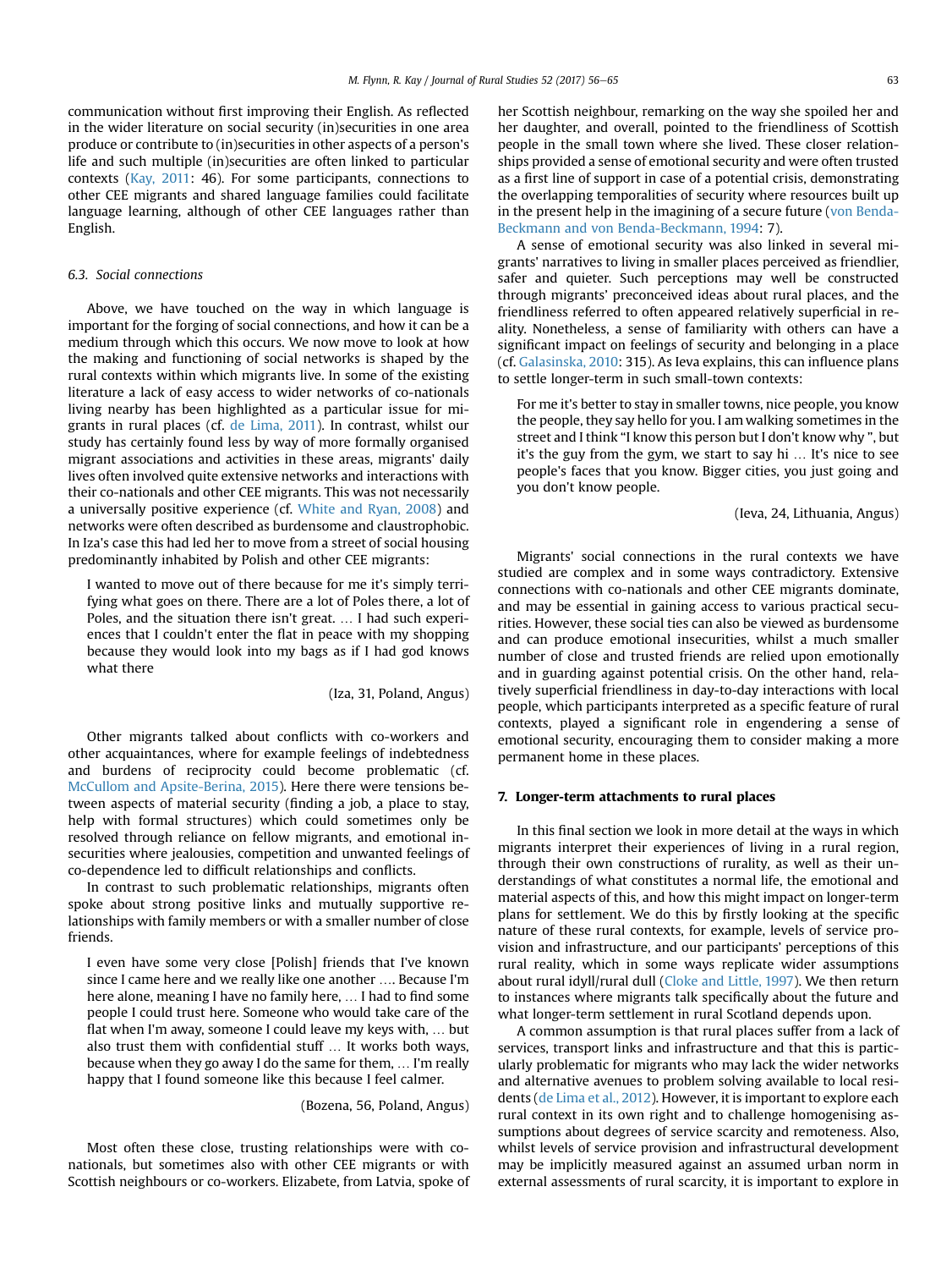communication without first improving their English. As reflected in the wider literature on social security (in)securities in one area produce or contribute to (in)securities in other aspects of a person's life and such multiple (in)securities are often linked to particular contexts (Kay, 2011: 46). For some participants, connections to other CEE migrants and shared language families could facilitate language learning, although of other CEE languages rather than English.

### 6.3. Social connections

Above, we have touched on the way in which language is important for the forging of social connections, and how it can be a medium through which this occurs. We now move to look at how the making and functioning of social networks is shaped by the rural contexts within which migrants live. In some of the existing literature a lack of easy access to wider networks of co-nationals living nearby has been highlighted as a particular issue for migrants in rural places (cf. de Lima, 2011). In contrast, whilst our study has certainly found less by way of more formally organised migrant associations and activities in these areas, migrants' daily lives often involved quite extensive networks and interactions with their co-nationals and other CEE migrants. This was not necessarily a universally positive experience (cf. White and Ryan, 2008) and networks were often described as burdensome and claustrophobic. In Iza's case this had led her to move from a street of social housing predominantly inhabited by Polish and other CEE migrants:

> I wanted to move out of there because for me it's simply terrifying what goes on there. There are a lot of Poles there, a lot of Poles, and the situation there isn't great. … I had such experiences that I couldn't enter the flat in peace with my shopping because they would look into my bags as if I had god knows what there
>
> (Iza, 31, Poland, Angus)

Other migrants talked about conflicts with co-workers and other acquaintances, where for example feelings of indebtedness and burdens of reciprocity could become problematic (cf. McCullom and Apsite-Berina, 2015). Here there were tensions between aspects of material security (finding a job, a place to stay, help with formal structures) which could sometimes only be resolved through reliance on fellow migrants, and emotional insecurities where jealousies, competition and unwanted feelings of co-dependence led to difficult relationships and conflicts.

In contrast to such problematic relationships, migrants often spoke about strong positive links and mutually supportive relationships with family members or with a smaller number of close friends.

> I even have some very close [Polish] friends that I've known since I came here and we really like one another …. Because I'm here alone, meaning I have no family here, … I had to find some people I could trust here. Someone who would take care of the flat when I'm away, someone I could leave my keys with, … but also trust them with confidential stuff … It works both ways, because when they go away I do the same for them, … I'm really happy that I found someone like this because I feel calmer.
>
> (Bozena, 56, Poland, Angus)

Most often these close, trusting relationships were with co-nationals, but sometimes also with other CEE migrants or with Scottish neighbours or co-workers. Elizabete, from Latvia, spoke of her Scottish neighbour, remarking on the way she spoiled her and her daughter, and overall, pointed to the friendliness of Scottish people in the small town where she lived. These closer relationships provided a sense of emotional security and were often trusted as a first line of support in case of a potential crisis, demonstrating the overlapping temporalities of security where resources built up in the present help in the imagining of a secure future (von Benda-Beckmann and von Benda-Beckmann, 1994: 7).

A sense of emotional security was also linked in several migrants' narratives to living in smaller places perceived as friendlier, safer and quieter. Such perceptions may well be constructed through migrants' preconceived ideas about rural places, and the friendliness referred to often appeared relatively superficial in reality. Nonetheless, a sense of familiarity with others can have a significant impact on feelings of security and belonging in a place (cf. Galasinska, 2010: 315). As Ieva explains, this can influence plans to settle longer-term in such small-town contexts:

> For me it's better to stay in smaller towns, nice people, you know the people, they say hello for you. I am walking sometimes in the street and I think "I know this person but I don't know why", but it's the guy from the gym, we start to say hi … It's nice to see people's faces that you know. Bigger cities, you just going and you don't know people.
>
> (Ieva, 24, Lithuania, Angus)

Migrants' social connections in the rural contexts we have studied are complex and in some ways contradictory. Extensive connections with co-nationals and other CEE migrants dominate, and may be essential in gaining access to various practical securities. However, these social ties can also be viewed as burdensome and can produce emotional insecurities, whilst a much smaller number of close and trusted friends are relied upon emotionally and in guarding against potential crisis. On the other hand, relatively superficial friendliness in day-to-day interactions with local people, which participants interpreted as a specific feature of rural contexts, played a significant role in engendering a sense of emotional security, encouraging them to consider making a more permanent home in these places.

## 7. Longer-term attachments to rural places

In this final section we look in more detail at the ways in which migrants interpret their experiences of living in a rural region, through their own constructions of rurality, as well as their understandings of what constitutes a normal life, the emotional and material aspects of this, and how this might impact on longer-term plans for settlement. We do this by firstly looking at the specific nature of these rural contexts, for example, levels of service provision and infrastructure, and our participants' perceptions of this rural reality, which in some ways replicate wider assumptions about rural idyll/rural dull (Cloke and Little, 1997). We then return to instances where migrants talk specifically about the future and what longer-term settlement in rural Scotland depends upon.

A common assumption is that rural places suffer from a lack of services, transport links and infrastructure and that this is particularly problematic for migrants who may lack the wider networks and alternative avenues to problem solving available to local residents (de Lima et al., 2012). However, it is important to explore each rural context in its own right and to challenge homogenising assumptions about degrees of service scarcity and remoteness. Also, whilst levels of service provision and infrastructural development may be implicitly measured against an assumed urban norm in external assessments of rural scarcity, it is important to explore in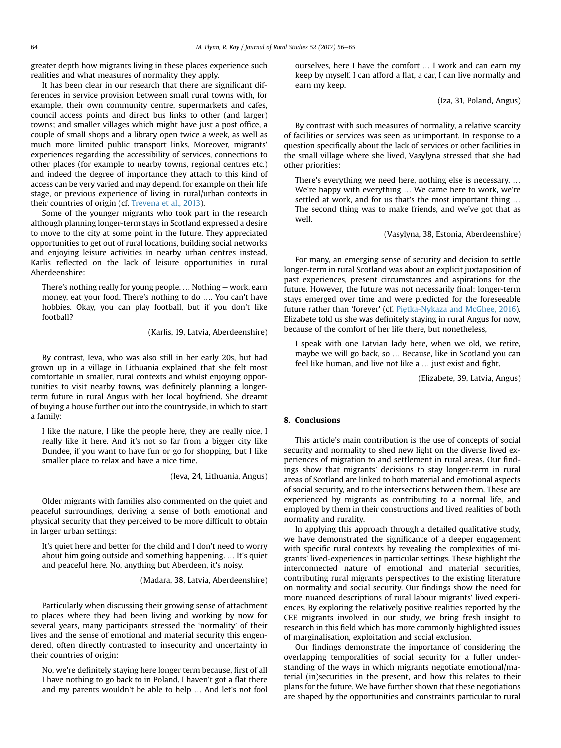greater depth how migrants living in these places experience such realities and what measures of normality they apply.

It has been clear in our research that there are significant differences in service provision between small rural towns with, for example, their own community centre, supermarkets and cafes, council access points and direct bus links to other (and larger) towns; and smaller villages which might have just a post office, a couple of small shops and a library open twice a week, as well as much more limited public transport links. Moreover, migrants' experiences regarding the accessibility of services, connections to other places (for example to nearby towns, regional centres etc.) and indeed the degree of importance they attach to this kind of access can be very varied and may depend, for example on their life stage, or previous experience of living in rural/urban contexts in their countries of origin (cf. Trevena et al., 2013).

Some of the younger migrants who took part in the research although planning longer-term stays in Scotland expressed a desire to move to the city at some point in the future. They appreciated opportunities to get out of rural locations, building social networks and enjoying leisure activities in nearby urban centres instead. Karlis reflected on the lack of leisure opportunities in rural Aberdeenshire:

> There's nothing really for young people. … Nothing – work, earn money, eat your food. There's nothing to do …. You can't have hobbies. Okay, you can play football, but if you don't like football?
>
> (Karlis, 19, Latvia, Aberdeenshire)

By contrast, Ieva, who was also still in her early 20s, but had grown up in a village in Lithuania explained that she felt most comfortable in smaller, rural contexts and whilst enjoying opportunities to visit nearby towns, was definitely planning a longer-term future in rural Angus with her local boyfriend. She dreamt of buying a house further out into the countryside, in which to start a family:

> I like the nature, I like the people here, they are really nice, I really like it here. And it's not so far from a bigger city like Dundee, if you want to have fun or go for shopping, but I like smaller place to relax and have a nice time.
>
> (Ieva, 24, Lithuania, Angus)

Older migrants with families also commented on the quiet and peaceful surroundings, deriving a sense of both emotional and physical security that they perceived to be more difficult to obtain in larger urban settings:

> It's quiet here and better for the child and I don't need to worry about him going outside and something happening. … It's quiet and peaceful here. No, anything but Aberdeen, it's noisy.
>
> (Madara, 38, Latvia, Aberdeenshire)

Particularly when discussing their growing sense of attachment to places where they had been living and working by now for several years, many participants stressed the 'normality' of their lives and the sense of emotional and material security this engendered, often directly contrasted to insecurity and uncertainty in their countries of origin:

> No, we're definitely staying here longer term because, first of all I have nothing to go back to in Poland. I haven't got a flat there and my parents wouldn't be able to help … And let's not fool ourselves, here I have the comfort … I work and can earn my keep by myself. I can afford a flat, a car, I can live normally and earn my keep.
>
> (Iza, 31, Poland, Angus)

By contrast with such measures of normality, a relative scarcity of facilities or services was seen as unimportant. In response to a question specifically about the lack of services or other facilities in the small village where she lived, Vasylyna stressed that she had other priorities:

> There's everything we need here, nothing else is necessary. … We're happy with everything … We came here to work, we're settled at work, and for us that's the most important thing … The second thing was to make friends, and we've got that as well.
>
> (Vasylyna, 38, Estonia, Aberdeenshire)

For many, an emerging sense of security and decision to settle longer-term in rural Scotland was about an explicit juxtaposition of past experiences, present circumstances and aspirations for the future. However, the future was not necessarily final: longer-term stays emerged over time and were predicted for the foreseeable future rather than 'forever' (cf. Piętka-Nykaza and McGhee, 2016). Elizabete told us she was definitely staying in rural Angus for now, because of the comfort of her life there, but nonetheless,

> I speak with one Latvian lady here, when we old, we retire, maybe we will go back, so … Because, like in Scotland you can feel like human, and live not like a … just exist and fight.
>
> (Elizabete, 39, Latvia, Angus)

## 8. Conclusions

This article's main contribution is the use of concepts of social security and normality to shed new light on the diverse lived experiences of migration to and settlement in rural areas. Our findings show that migrants' decisions to stay longer-term in rural areas of Scotland are linked to both material and emotional aspects of social security, and to the intersections between them. These are experienced by migrants as contributing to a normal life, and employed by them in their constructions and lived realities of both normality and rurality.

In applying this approach through a detailed qualitative study, we have demonstrated the significance of a deeper engagement with specific rural contexts by revealing the complexities of migrants' lived-experiences in particular settings. These highlight the interconnected nature of emotional and material securities, contributing rural migrants perspectives to the existing literature on normality and social security. Our findings show the need for more nuanced descriptions of rural labour migrants' lived experiences. By exploring the relatively positive realities reported by the CEE migrants involved in our study, we bring fresh insight to research in this field which has more commonly highlighted issues of marginalisation, exploitation and social exclusion.

Our findings demonstrate the importance of considering the overlapping temporalities of social security for a fuller understanding of the ways in which migrants negotiate emotional/material (in)securities in the present, and how this relates to their plans for the future. We have further shown that these negotiations are shaped by the opportunities and constraints particular to rural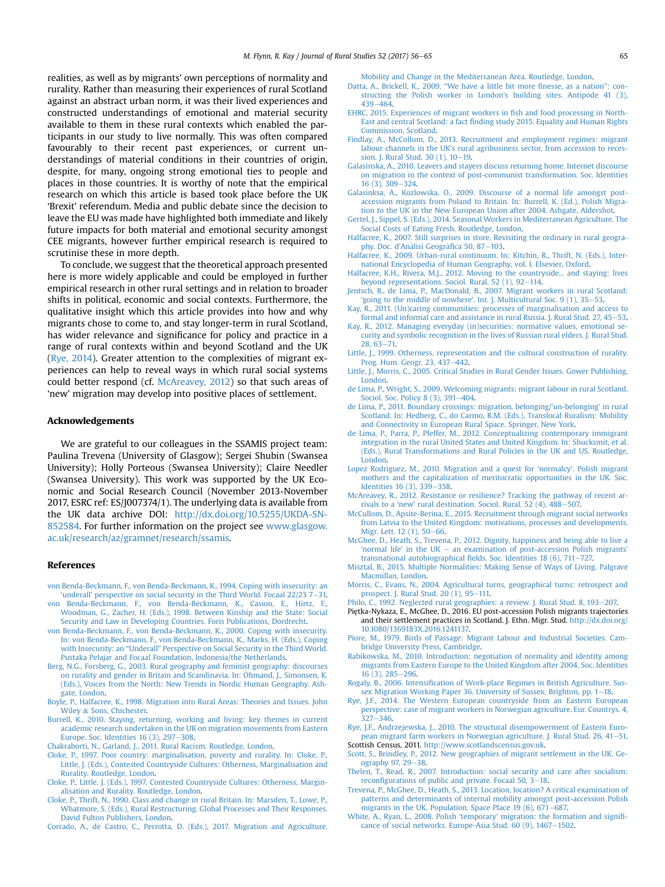realities, as well as by migrants' own perceptions of normality and rurality. Rather than measuring their experiences of rural Scotland against an abstract urban norm, it was their lived experiences and constructed understandings of emotional and material security available to them in these rural contexts which enabled the participants in our study to live normally. This was often compared favourably to their recent past experiences, or current understandings of material conditions in their countries of origin, despite, for many, ongoing strong emotional ties to people and places in those countries. It is worthy of note that the empirical research on which this article is based took place before the UK 'Brexit' referendum. Media and public debate since the decision to leave the EU was made have highlighted both immediate and likely future impacts for both material and emotional security amongst CEE migrants, however further empirical research is required to scrutinise these in more depth.

To conclude, we suggest that the theoretical approach presented here is more widely applicable and could be employed in further empirical research in other rural settings and in relation to broader shifts in political, economic and social contexts. Furthermore, the qualitative insight which this article provides into how and why migrants chose to come to, and stay longer-term in rural Scotland, has wider relevance and significance for policy and practice in a range of rural contexts within and beyond Scotland and the UK (Rye, 2014). Greater attention to the complexities of migrant experiences can help to reveal ways in which rural social systems could better respond (cf. McAreavey, 2012) so that such areas of 'new' migration may develop into positive places of settlement.

## Acknowledgements

We are grateful to our colleagues in the SSAMIS project team: Paulina Trevena (University of Glasgow); Sergei Shubin (Swansea University); Holly Porteous (Swansea University); Claire Needler (Swansea University). This work was supported by the UK Economic and Social Research Council (November 2013-November 2017, ESRC ref: ES/J007374/1). The underlying data is available from the UK data archive DOI: http://dx.doi.org/10.5255/UKDA-SN-852584. For further information on the project see www.glasgow.ac.uk/research/az/gramnet/research/ssamis.

## References

von Benda-Beckmann, F., von Benda-Beckmann, K., 1994. Coping with insecurity: an 'underall' perspective on social security in the Third World. Focaal 22/23 7–31.

von Benda-Beckmann, F., von Benda-Beckmann, K., Casion, E., Hirtz, F., Woodman, G., Zacher, H. (Eds.), 1998. Between Kinship and the State: Social Security and Law in Developing Countries. Foris Publications, Dordrecht.

von Benda-Beckmann, F., von Benda-Beckmann, K., 2000. Coping with insecurity. In: von Benda-Beckmann, F., von Benda-Beckmann, K., Marks, H. (Eds.), Coping with Insecurity: an "Underall" Perspective on Social Security in the Third World. Pustaka Pelajar and Focaal Foundation, Indonesia/the Netherlands.

Berg, N.G., Forsberg, G., 2003. Rural geography and feminist geography: discourses on rurality and gender in Britain and Scandinavia. In: Öhmand, J., Simonsen, K. (Eds.), Voices from the North: New Trends in Nordic Human Geography. Ashgate, London.

Boyle, P., Halfacree, K., 1998. Migration into Rural Areas: Theories and Issues. John Wiley & Sons, Chichester.

Burrell, K., 2010. Staying, returning, working and living: key themes in current academic research undertaken in the UK on migration movements from Eastern Europe. Soc. Identities 16 (3), 297–308.

Chakraborti, N., Garland, J., 2011. Rural Racism. Routledge, London.

Cloke, P., 1997. Poor country: marginalisation, poverty and rurality. In: Cloke, P., Little, J. (Eds.), Contested Countryside Cultures: Otherness, Marginalisation and Rurality. Routledge, London.

Cloke, P., Little, J. (Eds.), 1997. Contested Countryside Cultures: Otherness, Marginalisation and Rurality. Routledge, London.

Cloke, P., Thrift, N., 1990. Class and change in rural Britain. In: Marsden, T., Lowe, P., Whatmore, S. (Eds.), Rural Restructuring. Global Processes and Their Responses. David Fulton Publishers, London.

Corrado, A., de Castro, C., Perrotta, D. (Eds.), 2017. Migration and Agriculture. Mobility and Change in the Mediterranean Area. Routledge, London.

Datta, A., Brickell, K., 2009. "We have a little bit more finesse, as a nation": constructing the Polish worker in London's building sites. Antipode 41 (3), 439–464.

EHRC, 2015. Experiences of migrant workers in fish and food processing in North-East and central Scotland: a fact finding study 2015. Equality and Human Rights Commission, Scotland.

Findlay, A., McCollum, D., 2013. Recruitment and employment regimes: migrant labour channels in the UK's rural agribusiness sector, from accession to recession. J. Rural Stud. 30 (1), 10–19.

Galasinska, A., 2010. Leavers and stayers discuss returning home. Internet discourse on migration in the context of post-communist transformation. Soc. Identities 16 (3), 309–324.

Galasinksa, A., Kozlowska, O., 2009. Discourse of a normal life amongst post-accession migrants from Poland to Britain. In: Burrell, K. (Ed.), Polish Migration to the UK in the New European Union after 2004. Ashgate, Aldershot.

Gertel, J., Sippel, S. (Eds.), 2014. Seasonal Workers in Mediterranean Agriculture. The Social Costs of Eating Fresh. Routledge, London.

Halfacree, K., 2007. Still surprises in store. Revisiting the ordinary in rural geography. Doc. d'Anàlisi Geogràfica 50, 87–103.

Halfacree, K., 2009. Urban-rural continuum. In: Kitchin, R., Thrift, N. (Eds.), International Encyclopedia of Human Geography, vol. I. Elsevier, Oxford.

Halfacree, K.H., Rivera, M.J., 2012. Moving to the countryside... and staying: lives beyond representations. Sociol. Rural. 52 (1), 92–114.

Jentsch, B., de Lima, P., MacDonald, B., 2007. Migrant workers in rural Scotland: 'going to the middle of nowhere'. Int. J. Multicultural Soc. 9 (1), 35–53.

Kay, R., 2011. (Un)caring communities: processes of marginalisation and access to formal and informal care and assistance in rural Russia. J. Rural Stud. 27, 45–53.

Kay, R., 2012. Managing everyday (in)securities: normative values, emotional security and symbolic recognition in the lives of Russian rural elders. J. Rural Stud. 28, 63–71.

Little, J., 1999. Otherness, representation and the cultural construction of rurality. Prog. Hum. Geogr. 23, 437–442.

Little, J., Morris, C., 2005. Critical Studies in Rural Gender Issues. Gower Publishing, London.

de Lima, P., Wright, S., 2009. Welcoming migrants: migrant labour in rural Scotland. Sociol. Soc. Policy 8 (3), 391–404.

de Lima, P., 2011. Boundary crossings: migration, belonging/'un-belonging' in rural Scotland. In: Hedberg, C., do Carmo, R.M. (Eds.), Translocal Ruralism: Mobility and Connectivity in European Rural Space. Springer, New York.

de Lima, P., Parra, P., Pfeffer, M., 2012. Conceptualizing contemporary immigrant integration in the rural United States and United Kingdom. In: Shucksmit, et al. (Eds.), Rural Transformations and Rural Policies in the UK and US. Routledge, London.

Lopez Rodriguez, M., 2010. Migration and a quest for 'normalcy'. Polish migrant mothers and the capitalization of meritocratic opportunities in the UK. Soc. Identities 16 (3), 339–358.

McAreavey, R., 2012. Resistance or resilience? Tracking the pathway of recent arrivals to a 'new' rural destination. Sociol. Rural. 52 (4), 488–507.

McCullom, D., Apsite-Berina, E., 2015. Recruitment through migrant social networks from Latvia to the United Kingdom: motivations, processes and developments. Migr. Lett. 12 (1), 50–66.

McGhee, D., Heath, S., Trevena, P., 2012. Dignity, happiness and being able to live a 'normal life' in the UK – an examination of post-accession Polish migrants' transnational autobiographical fields. Soc. Identities 18 (6), 711–727.

Misztal, B., 2015. Multiple Normalities: Making Sense of Ways of Living. Palgrave Macmillan, London.

Morris, C., Evans, N., 2004. Agricultural turns, geographical turns: retrospect and prospect. J. Rural Stud. 20 (1), 95–111.

Philo, C., 1992. Neglected rural geographies: a review. J. Rural Stud. 8, 193–207.

Piętka-Nykaza, E., McGhee, D., 2016. EU post-accession Polish migrants trajectories and their settlement practices in Scotland. J. Ethn. Migr. Stud. http://dx.doi.org/10.1080/1369183X.2016.1241137.

Piore, M., 1979. Birds of Passage: Migrant Labour and Industrial Societies. Cambridge University Press, Cambridge.

Rabikowska, M., 2010. Introduction: negotiation of normality and identity among migrants from Eastern Europe to the United Kingdom after 2004. Soc. Identities 16 (3), 285–296.

Rogaly, B., 2006. Intensification of Work-place Regimes in British Agriculture. Sussex Migration Working Paper 36. University of Sussex, Brighton, pp. 1–18.

Rye, J.F., 2014. The Western European countryside from an Eastern European perspective: case of migrant workers in Norwegian agriculture. Eur. Countrys. 4, 327–346.

Rye, J.F., Andrzejewska, J., 2010. The structural disempowerment of Eastern European migrant farm workers in Norwegian agriculture. J. Rural Stud. 26, 41–51.

Scottish Census, 2011. http://www.scotlandscensus.gov.uk.

Scott, S., Brindley, P., 2012. New geographies of migrant settlement in the UK. Geography 97, 29–38.

Thelen, T., Read, R., 2007. Introduction: social security and care after socialism: reconfigurations of public and private. Focaal 50, 3–18.

Trevena, P., McGhee, D., Heath, S., 2013. Location, location? A critical examination of patterns and determinants of internal mobility amongst post-accession Polish migrants in the UK. Population. Space Place 19 (6), 671–687.

White, A., Ryan, L., 2008. Polish 'temporary' migration: the formation and significance of social networks. Europe-Asia Stud. 60 (9), 1467–1502.